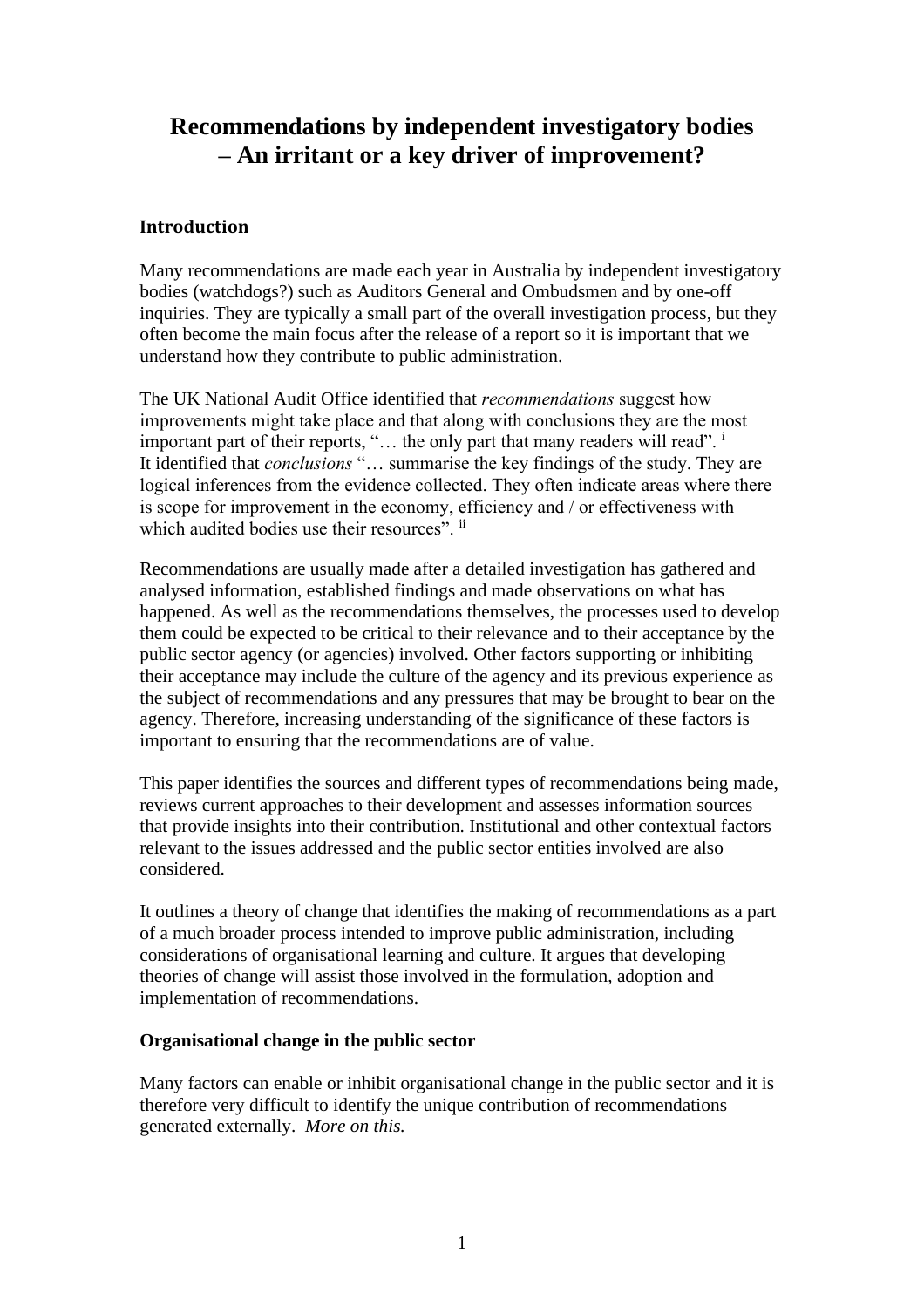# Recommendations by independent investigatory bodies – An irritant or a key driver of improvement?

## Introduction

Many recommendations are made each year in Australia by independent investigatory bodies (watchdogs?) such as Auditors General and Ombudsmen and by one-off inquiries. They are typically a small part of the overall investigation process, but they often become the main focus after the release of a report so it is important that we understand how they contribute to public administration.

The UK National Audit Office identified that *recommendations* suggest how improvements might take place and that along with conclusions they are the most important part of their reports, "… the only part that many readers will read". [i] It identified that *conclusions* "… summarise the key findings of the study. They are logical inferences from the evidence collected. They often indicate areas where there is scope for improvement in the economy, efficiency and / or effectiveness with which audited bodies use their resources". [ii]

Recommendations are usually made after a detailed investigation has gathered and analysed information, established findings and made observations on what has happened. As well as the recommendations themselves, the processes used to develop them could be expected to be critical to their relevance and to their acceptance by the public sector agency (or agencies) involved. Other factors supporting or inhibiting their acceptance may include the culture of the agency and its previous experience as the subject of recommendations and any pressures that may be brought to bear on the agency. Therefore, increasing understanding of the significance of these factors is important to ensuring that the recommendations are of value.

This paper identifies the sources and different types of recommendations being made, reviews current approaches to their development and assesses information sources that provide insights into their contribution. Institutional and other contextual factors relevant to the issues addressed and the public sector entities involved are also considered.

It outlines a theory of change that identifies the making of recommendations as a part of a much broader process intended to improve public administration, including considerations of organisational learning and culture. It argues that developing theories of change will assist those involved in the formulation, adoption and implementation of recommendations.

## Organisational change in the public sector

Many factors can enable or inhibit organisational change in the public sector and it is therefore very difficult to identify the unique contribution of recommendations generated externally. *More on this.*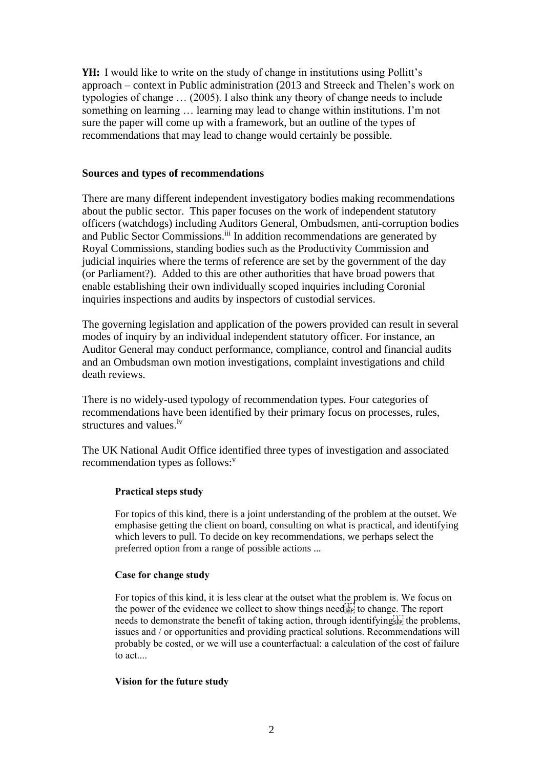**YH:** I would like to write on the study of change in institutions using Pollitt's approach – context in Public administration (2013 and Streeck and Thelen's work on typologies of change … (2005). I also think any theory of change needs to include something on learning … learning may lead to change within institutions. I'm not sure the paper will come up with a framework, but an outline of the types of recommendations that may lead to change would certainly be possible.

## Sources and types of recommendations

There are many different independent investigatory bodies making recommendations about the public sector. This paper focuses on the work of independent statutory officers (watchdogs) including Auditors General, Ombudsmen, anti-corruption bodies and Public Sector Commissions.[iii] In addition recommendations are generated by Royal Commissions, standing bodies such as the Productivity Commission and judicial inquiries where the terms of reference are set by the government of the day (or Parliament?). Added to this are other authorities that have broad powers that enable establishing their own individually scoped inquiries including Coronial inquiries inspections and audits by inspectors of custodial services.

The governing legislation and application of the powers provided can result in several modes of inquiry by an individual independent statutory officer. For instance, an Auditor General may conduct performance, compliance, control and financial audits and an Ombudsman own motion investigations, complaint investigations and child death reviews.

There is no widely-used typology of recommendation types. Four categories of recommendations have been identified by their primary focus on processes, rules, structures and values.[iv]

The UK National Audit Office identified three types of investigation and associated recommendation types as follows:[v]

> **Practical steps study**
>
> For topics of this kind, there is a joint understanding of the problem at the outset. We emphasise getting the client on board, consulting on what is practical, and identifying which levers to pull. To decide on key recommendations, we perhaps select the preferred option from a range of possible actions ...
>
> **Case for change study**
>
> For topics of this kind, it is less clear at the outset what the problem is. We focus on the power of the evidence we collect to show things need to change. The report needs to demonstrate the benefit of taking action, through identifying the problems, issues and / or opportunities and providing practical solutions. Recommendations will probably be costed, or we will use a counterfactual: a calculation of the cost of failure to act....
>
> **Vision for the future study**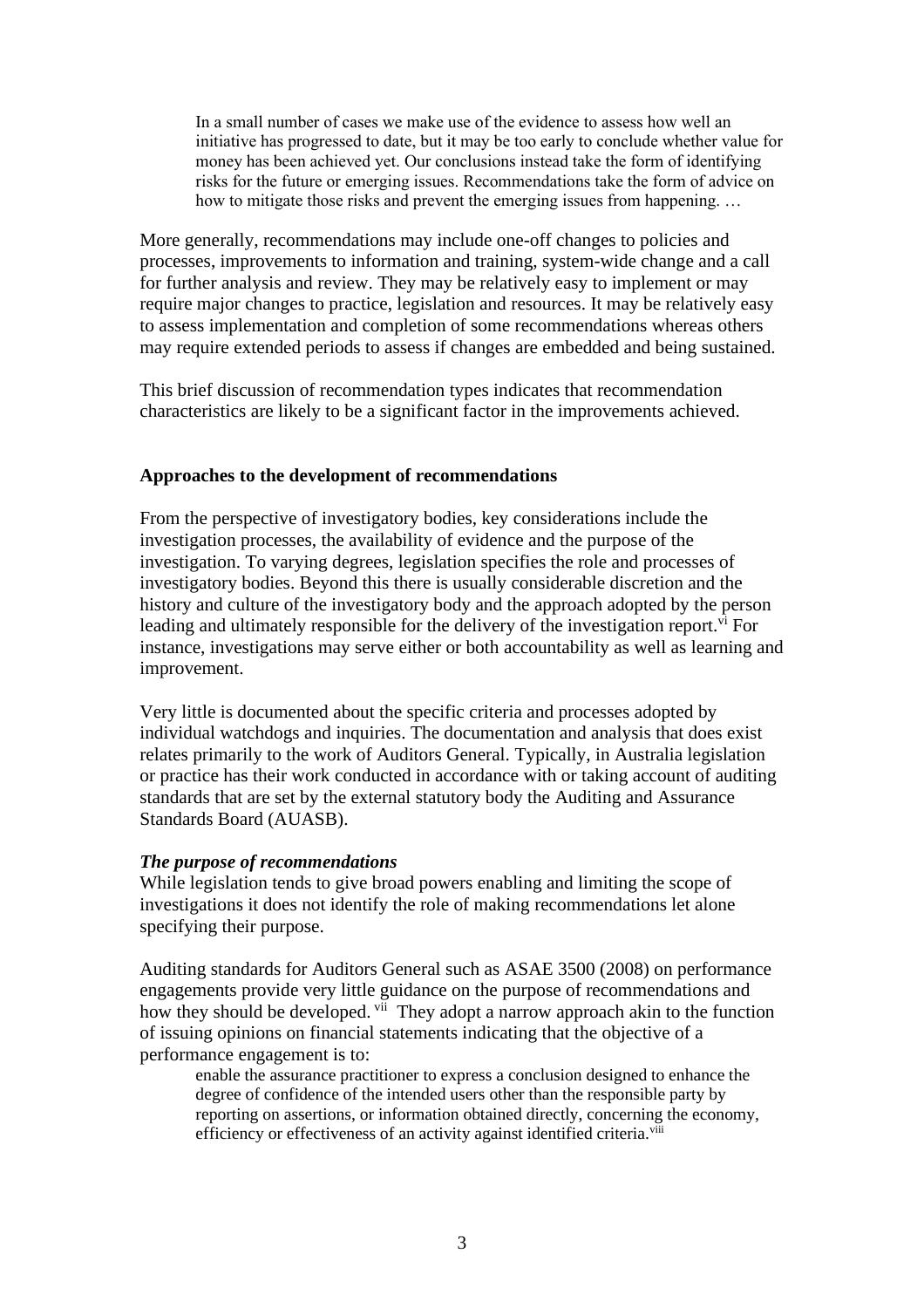> In a small number of cases we make use of the evidence to assess how well an initiative has progressed to date, but it may be too early to conclude whether value for money has been achieved yet. Our conclusions instead take the form of identifying risks for the future or emerging issues. Recommendations take the form of advice on how to mitigate those risks and prevent the emerging issues from happening. …

More generally, recommendations may include one-off changes to policies and processes, improvements to information and training, system-wide change and a call for further analysis and review. They may be relatively easy to implement or may require major changes to practice, legislation and resources. It may be relatively easy to assess implementation and completion of some recommendations whereas others may require extended periods to assess if changes are embedded and being sustained.

This brief discussion of recommendation types indicates that recommendation characteristics are likely to be a significant factor in the improvements achieved.

**Approaches to the development of recommendations**

From the perspective of investigatory bodies, key considerations include the investigation processes, the availability of evidence and the purpose of the investigation. To varying degrees, legislation specifies the role and processes of investigatory bodies. Beyond this there is usually considerable discretion and the history and culture of the investigatory body and the approach adopted by the person leading and ultimately responsible for the delivery of the investigation report.[vi] For instance, investigations may serve either or both accountability as well as learning and improvement.

Very little is documented about the specific criteria and processes adopted by individual watchdogs and inquiries. The documentation and analysis that does exist relates primarily to the work of Auditors General. Typically, in Australia legislation or practice has their work conducted in accordance with or taking account of auditing standards that are set by the external statutory body the Auditing and Assurance Standards Board (AUASB).

***The purpose of recommendations***

While legislation tends to give broad powers enabling and limiting the scope of investigations it does not identify the role of making recommendations let alone specifying their purpose.

Auditing standards for Auditors General such as ASAE 3500 (2008) on performance engagements provide very little guidance on the purpose of recommendations and how they should be developed.[vii] They adopt a narrow approach akin to the function of issuing opinions on financial statements indicating that the objective of a performance engagement is to:

> enable the assurance practitioner to express a conclusion designed to enhance the degree of confidence of the intended users other than the responsible party by reporting on assertions, or information obtained directly, concerning the economy, efficiency or effectiveness of an activity against identified criteria.[viii]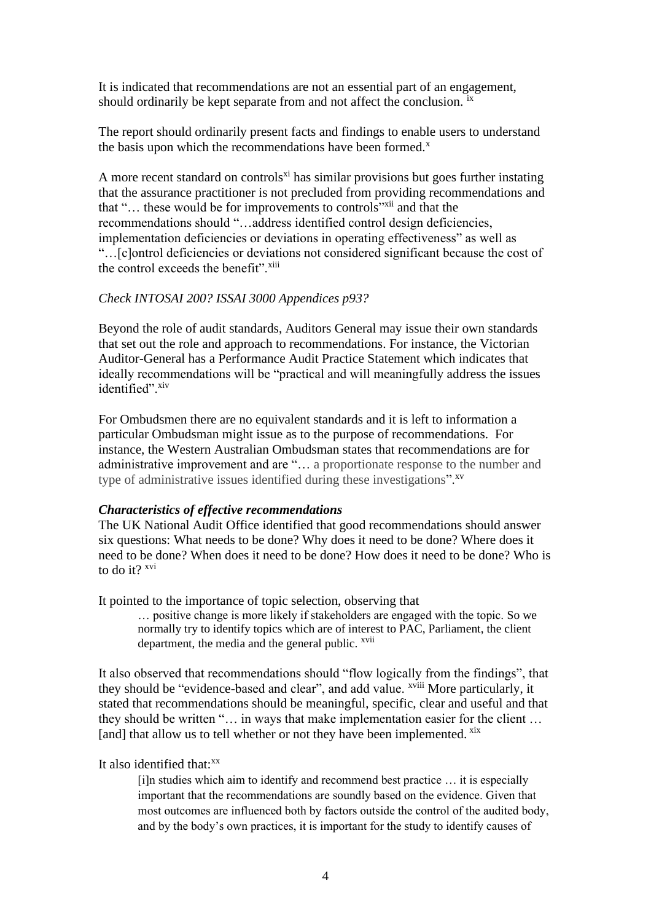It is indicated that recommendations are not an essential part of an engagement, should ordinarily be kept separate from and not affect the conclusion. [ix]

The report should ordinarily present facts and findings to enable users to understand the basis upon which the recommendations have been formed.[x]

A more recent standard on controls[xi] has similar provisions but goes further instating that the assurance practitioner is not precluded from providing recommendations and that "… these would be for improvements to controls"[xii] and that the recommendations should "…address identified control design deficiencies, implementation deficiencies or deviations in operating effectiveness" as well as "…[c]ontrol deficiencies or deviations not considered significant because the cost of the control exceeds the benefit".[xiii]

*Check INTOSAI 200? ISSAI 3000 Appendices p93?*

Beyond the role of audit standards, Auditors General may issue their own standards that set out the role and approach to recommendations. For instance, the Victorian Auditor-General has a Performance Audit Practice Statement which indicates that ideally recommendations will be "practical and will meaningfully address the issues identified".[xiv]

For Ombudsmen there are no equivalent standards and it is left to information a particular Ombudsman might issue as to the purpose of recommendations. For instance, the Western Australian Ombudsman states that recommendations are for administrative improvement and are "… a proportionate response to the number and type of administrative issues identified during these investigations".[xv]

***Characteristics of effective recommendations***

The UK National Audit Office identified that good recommendations should answer six questions: What needs to be done? Why does it need to be done? Where does it need to be done? When does it need to be done? How does it need to be done? Who is to do it? [xvi]

It pointed to the importance of topic selection, observing that

> … positive change is more likely if stakeholders are engaged with the topic. So we normally try to identify topics which are of interest to PAC, Parliament, the client department, the media and the general public. [xvii]

It also observed that recommendations should "flow logically from the findings", that they should be "evidence-based and clear", and add value. [xviii] More particularly, it stated that recommendations should be meaningful, specific, clear and useful and that they should be written "… in ways that make implementation easier for the client … [and] that allow us to tell whether or not they have been implemented. [xix]

It also identified that:[xx]

> [i]n studies which aim to identify and recommend best practice … it is especially important that the recommendations are soundly based on the evidence. Given that most outcomes are influenced both by factors outside the control of the audited body, and by the body's own practices, it is important for the study to identify causes of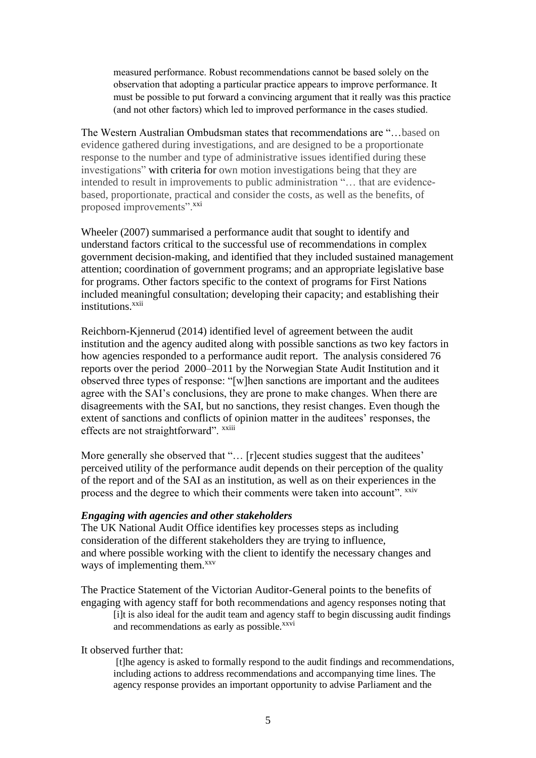measured performance. Robust recommendations cannot be based solely on the observation that adopting a particular practice appears to improve performance. It must be possible to put forward a convincing argument that it really was this practice (and not other factors) which led to improved performance in the cases studied.

The Western Australian Ombudsman states that recommendations are "…based on evidence gathered during investigations, and are designed to be a proportionate response to the number and type of administrative issues identified during these investigations" with criteria for own motion investigations being that they are intended to result in improvements to public administration "… that are evidence-based, proportionate, practical and consider the costs, as well as the benefits, of proposed improvements".[xxi]

Wheeler (2007) summarised a performance audit that sought to identify and understand factors critical to the successful use of recommendations in complex government decision-making, and identified that they included sustained management attention; coordination of government programs; and an appropriate legislative base for programs. Other factors specific to the context of programs for First Nations included meaningful consultation; developing their capacity; and establishing their institutions.[xxii]

Reichborn-Kjennerud (2014) identified level of agreement between the audit institution and the agency audited along with possible sanctions as two key factors in how agencies responded to a performance audit report. The analysis considered 76 reports over the period 2000–2011 by the Norwegian State Audit Institution and it observed three types of response: "[w]hen sanctions are important and the auditees agree with the SAI's conclusions, they are prone to make changes. When there are disagreements with the SAI, but no sanctions, they resist changes. Even though the extent of sanctions and conflicts of opinion matter in the auditees' responses, the effects are not straightforward". [xxiii]

More generally she observed that "… [r]ecent studies suggest that the auditees' perceived utility of the performance audit depends on their perception of the quality of the report and of the SAI as an institution, as well as on their experiences in the process and the degree to which their comments were taken into account". [xxiv]

***Engaging with agencies and other stakeholders***

The UK National Audit Office identifies key processes steps as including consideration of the different stakeholders they are trying to influence, and where possible working with the client to identify the necessary changes and ways of implementing them.[xxv]

The Practice Statement of the Victorian Auditor-General points to the benefits of engaging with agency staff for both recommendations and agency responses noting that

> [i]t is also ideal for the audit team and agency staff to begin discussing audit findings and recommendations as early as possible.[xxvi]

It observed further that:

> [t]he agency is asked to formally respond to the audit findings and recommendations, including actions to address recommendations and accompanying time lines. The agency response provides an important opportunity to advise Parliament and the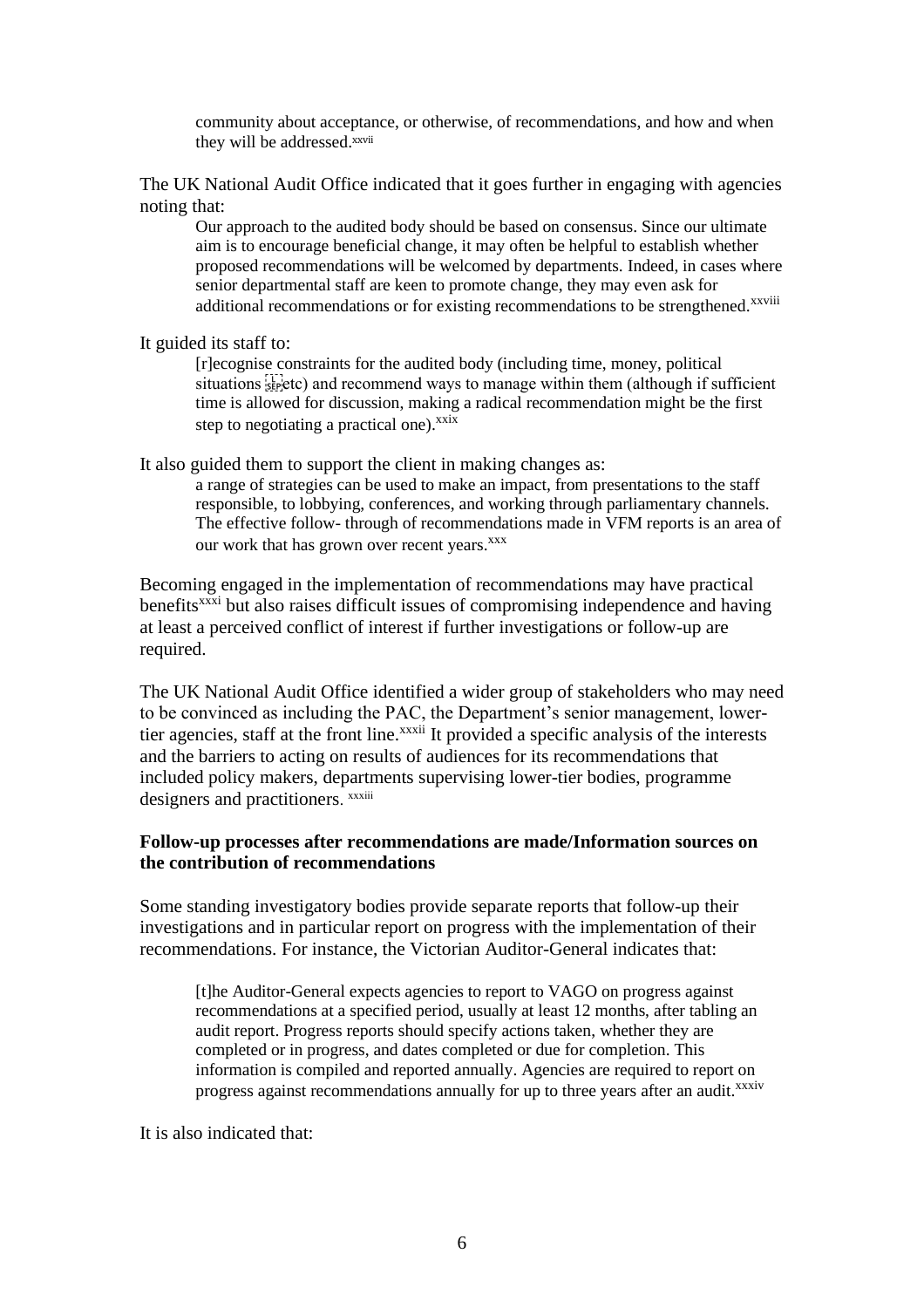community about acceptance, or otherwise, of recommendations, and how and when they will be addressed.[xxvii]

The UK National Audit Office indicated that it goes further in engaging with agencies noting that:

> Our approach to the audited body should be based on consensus. Since our ultimate aim is to encourage beneficial change, it may often be helpful to establish whether proposed recommendations will be welcomed by departments. Indeed, in cases where senior departmental staff are keen to promote change, they may even ask for additional recommendations or for existing recommendations to be strengthened.[xxviii]

It guided its staff to:

> [r]ecognise constraints for the audited body (including time, money, political situations etc) and recommend ways to manage within them (although if sufficient time is allowed for discussion, making a radical recommendation might be the first step to negotiating a practical one).[xxix]

It also guided them to support the client in making changes as:

> a range of strategies can be used to make an impact, from presentations to the staff responsible, to lobbying, conferences, and working through parliamentary channels. The effective follow- through of recommendations made in VFM reports is an area of our work that has grown over recent years.[xxx]

Becoming engaged in the implementation of recommendations may have practical benefits[xxxi] but also raises difficult issues of compromising independence and having at least a perceived conflict of interest if further investigations or follow-up are required.

The UK National Audit Office identified a wider group of stakeholders who may need to be convinced as including the PAC, the Department's senior management, lower-tier agencies, staff at the front line.[xxxii] It provided a specific analysis of the interests and the barriers to acting on results of audiences for its recommendations that included policy makers, departments supervising lower-tier bodies, programme designers and practitioners.[xxxiii]

**Follow-up processes after recommendations are made/Information sources on the contribution of recommendations**

Some standing investigatory bodies provide separate reports that follow-up their investigations and in particular report on progress with the implementation of their recommendations. For instance, the Victorian Auditor-General indicates that:

> [t]he Auditor-General expects agencies to report to VAGO on progress against recommendations at a specified period, usually at least 12 months, after tabling an audit report. Progress reports should specify actions taken, whether they are completed or in progress, and dates completed or due for completion. This information is compiled and reported annually. Agencies are required to report on progress against recommendations annually for up to three years after an audit.[xxxiv]

It is also indicated that: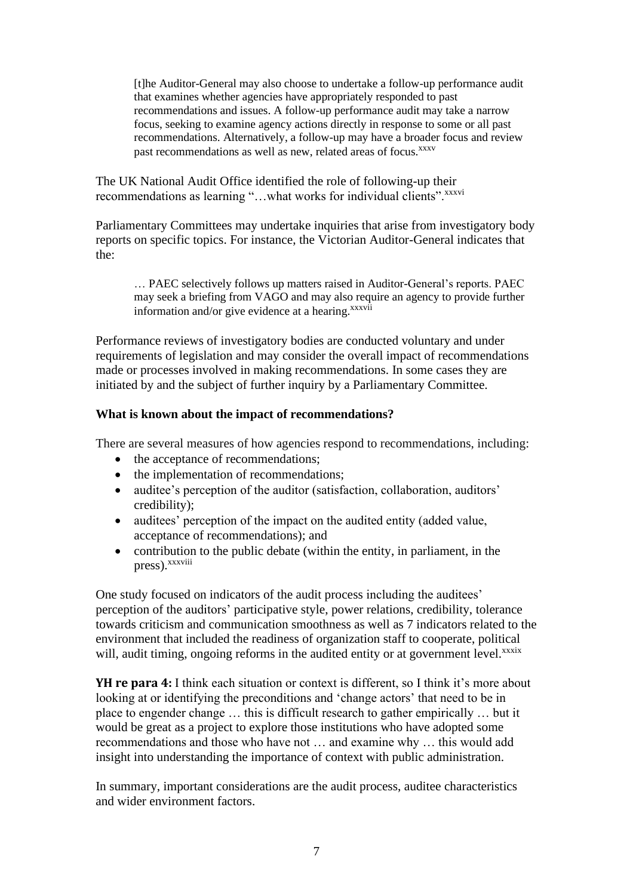> [t]he Auditor-General may also choose to undertake a follow-up performance audit that examines whether agencies have appropriately responded to past recommendations and issues. A follow-up performance audit may take a narrow focus, seeking to examine agency actions directly in response to some or all past recommendations. Alternatively, a follow-up may have a broader focus and review past recommendations as well as new, related areas of focus.[xxxv]

The UK National Audit Office identified the role of following-up their recommendations as learning "…what works for individual clients".[xxxvi]

Parliamentary Committees may undertake inquiries that arise from investigatory body reports on specific topics. For instance, the Victorian Auditor-General indicates that the:

> … PAEC selectively follows up matters raised in Auditor-General's reports. PAEC may seek a briefing from VAGO and may also require an agency to provide further information and/or give evidence at a hearing.[xxxvii]

Performance reviews of investigatory bodies are conducted voluntary and under requirements of legislation and may consider the overall impact of recommendations made or processes involved in making recommendations. In some cases they are initiated by and the subject of further inquiry by a Parliamentary Committee.

**What is known about the impact of recommendations?**

There are several measures of how agencies respond to recommendations, including:

- the acceptance of recommendations;
- the implementation of recommendations;
- auditee's perception of the auditor (satisfaction, collaboration, auditors' credibility);
- auditees' perception of the impact on the audited entity (added value, acceptance of recommendations); and
- contribution to the public debate (within the entity, in parliament, in the press).[xxxviii]

One study focused on indicators of the audit process including the auditees' perception of the auditors' participative style, power relations, credibility, tolerance towards criticism and communication smoothness as well as 7 indicators related to the environment that included the readiness of organization staff to cooperate, political will, audit timing, ongoing reforms in the audited entity or at government level.[xxxix]

**YH re para 4:** I think each situation or context is different, so I think it's more about looking at or identifying the preconditions and 'change actors' that need to be in place to engender change … this is difficult research to gather empirically … but it would be great as a project to explore those institutions who have adopted some recommendations and those who have not … and examine why … this would add insight into understanding the importance of context with public administration.

In summary, important considerations are the audit process, auditee characteristics and wider environment factors.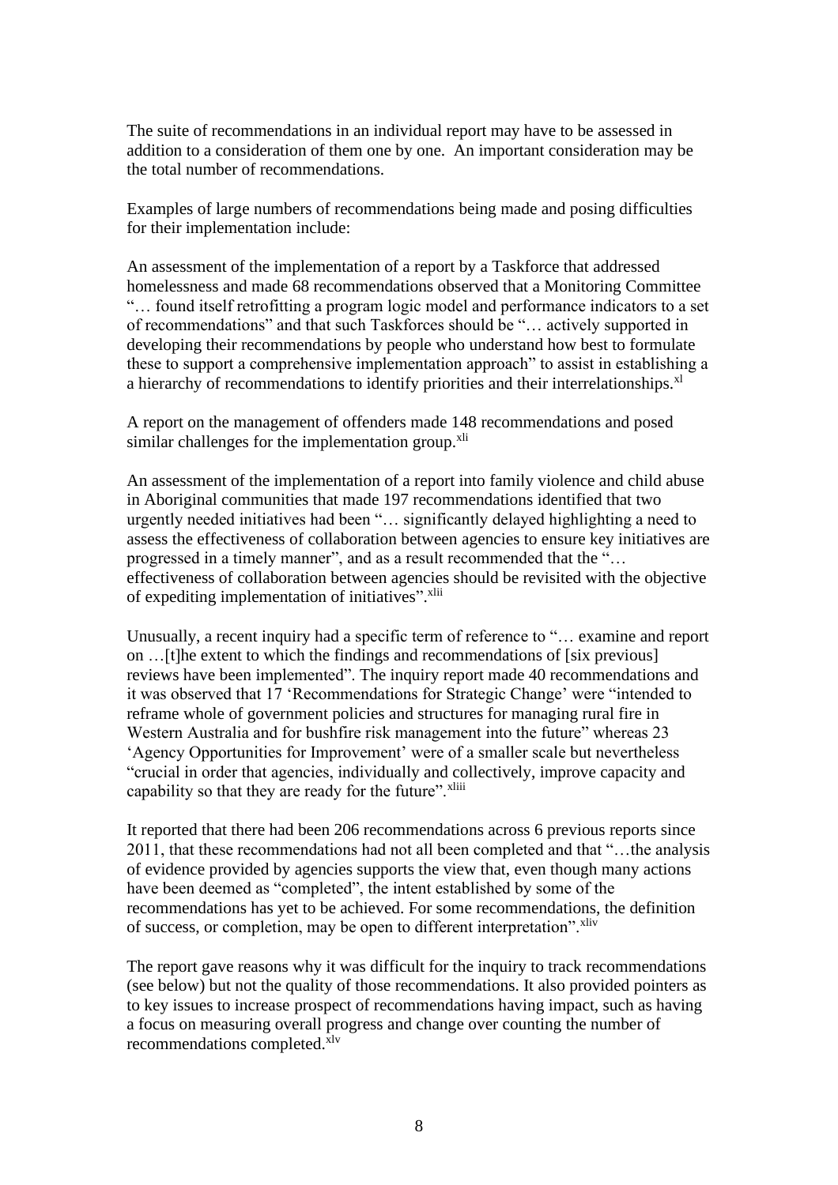The suite of recommendations in an individual report may have to be assessed in addition to a consideration of them one by one. An important consideration may be the total number of recommendations.

Examples of large numbers of recommendations being made and posing difficulties for their implementation include:

An assessment of the implementation of a report by a Taskforce that addressed homelessness and made 68 recommendations observed that a Monitoring Committee "… found itself retrofitting a program logic model and performance indicators to a set of recommendations" and that such Taskforces should be "… actively supported in developing their recommendations by people who understand how best to formulate these to support a comprehensive implementation approach" to assist in establishing a a hierarchy of recommendations to identify priorities and their interrelationships.[xl]

A report on the management of offenders made 148 recommendations and posed similar challenges for the implementation group.[xli]

An assessment of the implementation of a report into family violence and child abuse in Aboriginal communities that made 197 recommendations identified that two urgently needed initiatives had been "… significantly delayed highlighting a need to assess the effectiveness of collaboration between agencies to ensure key initiatives are progressed in a timely manner", and as a result recommended that the "… effectiveness of collaboration between agencies should be revisited with the objective of expediting implementation of initiatives".[xlii]

Unusually, a recent inquiry had a specific term of reference to "… examine and report on …[t]he extent to which the findings and recommendations of [six previous] reviews have been implemented". The inquiry report made 40 recommendations and it was observed that 17 'Recommendations for Strategic Change' were "intended to reframe whole of government policies and structures for managing rural fire in Western Australia and for bushfire risk management into the future" whereas 23 'Agency Opportunities for Improvement' were of a smaller scale but nevertheless "crucial in order that agencies, individually and collectively, improve capacity and capability so that they are ready for the future".[xliii]

It reported that there had been 206 recommendations across 6 previous reports since 2011, that these recommendations had not all been completed and that "…the analysis of evidence provided by agencies supports the view that, even though many actions have been deemed as "completed", the intent established by some of the recommendations has yet to be achieved. For some recommendations, the definition of success, or completion, may be open to different interpretation".[xliv]

The report gave reasons why it was difficult for the inquiry to track recommendations (see below) but not the quality of those recommendations. It also provided pointers as to key issues to increase prospect of recommendations having impact, such as having a focus on measuring overall progress and change over counting the number of recommendations completed.[xlv]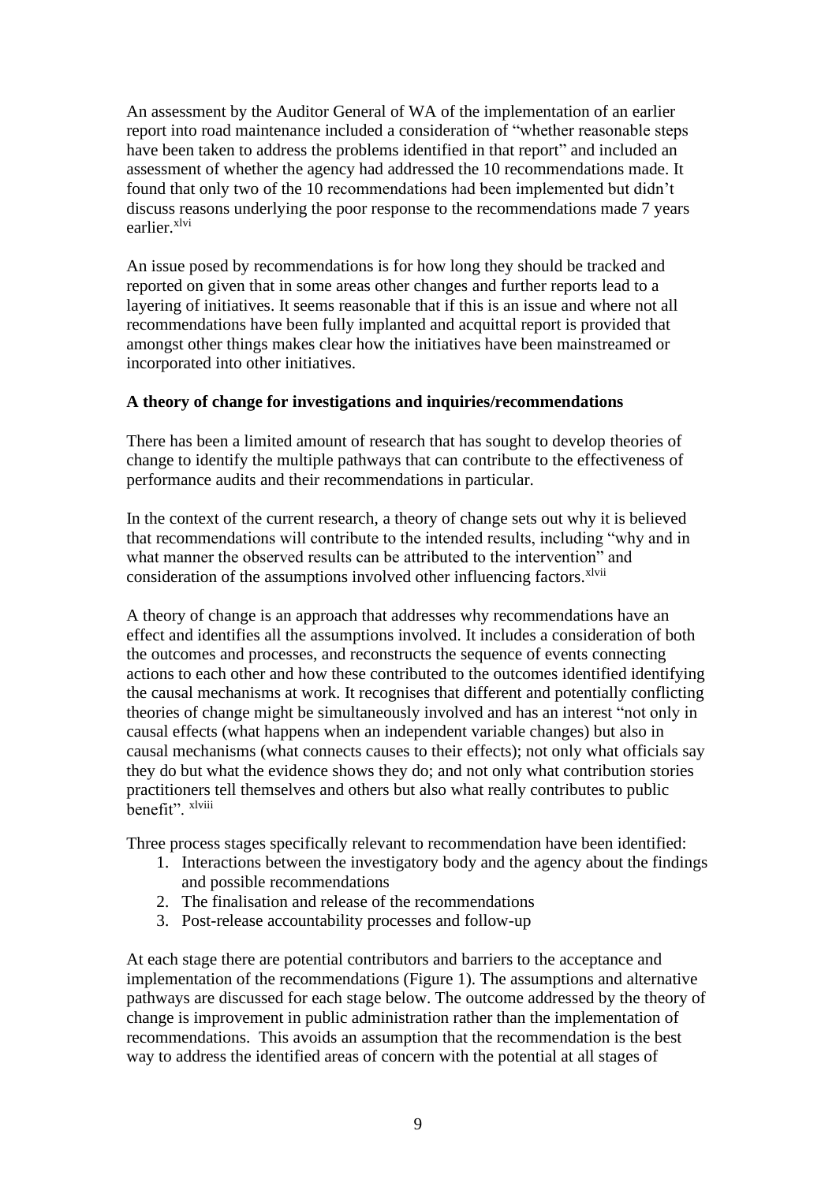An assessment by the Auditor General of WA of the implementation of an earlier report into road maintenance included a consideration of “whether reasonable steps have been taken to address the problems identified in that report” and included an assessment of whether the agency had addressed the 10 recommendations made. It found that only two of the 10 recommendations had been implemented but didn’t discuss reasons underlying the poor response to the recommendations made 7 years earlier.[xlvi]

An issue posed by recommendations is for how long they should be tracked and reported on given that in some areas other changes and further reports lead to a layering of initiatives. It seems reasonable that if this is an issue and where not all recommendations have been fully implanted and acquittal report is provided that amongst other things makes clear how the initiatives have been mainstreamed or incorporated into other initiatives.

**A theory of change for investigations and inquiries/recommendations**

There has been a limited amount of research that has sought to develop theories of change to identify the multiple pathways that can contribute to the effectiveness of performance audits and their recommendations in particular.

In the context of the current research, a theory of change sets out why it is believed that recommendations will contribute to the intended results, including “why and in what manner the observed results can be attributed to the intervention” and consideration of the assumptions involved other influencing factors.[xlvii]

A theory of change is an approach that addresses why recommendations have an effect and identifies all the assumptions involved. It includes a consideration of both the outcomes and processes, and reconstructs the sequence of events connecting actions to each other and how these contributed to the outcomes identified identifying the causal mechanisms at work. It recognises that different and potentially conflicting theories of change might be simultaneously involved and has an interest “not only in causal effects (what happens when an independent variable changes) but also in causal mechanisms (what connects causes to their effects); not only what officials say they do but what the evidence shows they do; and not only what contribution stories practitioners tell themselves and others but also what really contributes to public benefit”. [xlviii]

Three process stages specifically relevant to recommendation have been identified:

1. Interactions between the investigatory body and the agency about the findings and possible recommendations
2. The finalisation and release of the recommendations
3. Post-release accountability processes and follow-up

At each stage there are potential contributors and barriers to the acceptance and implementation of the recommendations (Figure 1). The assumptions and alternative pathways are discussed for each stage below. The outcome addressed by the theory of change is improvement in public administration rather than the implementation of recommendations. This avoids an assumption that the recommendation is the best way to address the identified areas of concern with the potential at all stages of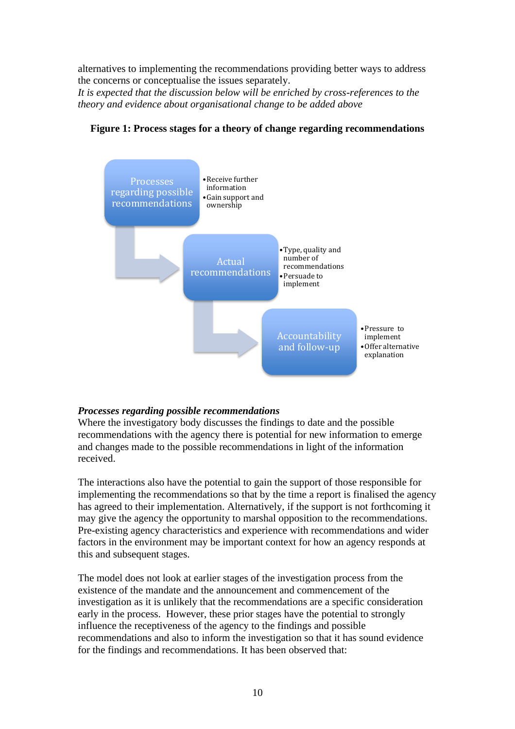alternatives to implementing the recommendations providing better ways to address the concerns or conceptualise the issues separately.

*It is expected that the discussion below will be enriched by cross-references to the theory and evidence about organisational change to be added above*

**Figure 1: Process stages for a theory of change regarding recommendations**

**Processes regarding possible recommendations**
- Receive further information
- Gain support and ownership

**Actual recommendations**
- Type, quality and number of recommendations
- Persuade to implement

**Accountability and follow-up**
- Pressure to implement
- Offer alternative explanation

***Processes regarding possible recommendations***

Where the investigatory body discusses the findings to date and the possible recommendations with the agency there is potential for new information to emerge and changes made to the possible recommendations in light of the information received.

The interactions also have the potential to gain the support of those responsible for implementing the recommendations so that by the time a report is finalised the agency has agreed to their implementation. Alternatively, if the support is not forthcoming it may give the agency the opportunity to marshal opposition to the recommendations. Pre-existing agency characteristics and experience with recommendations and wider factors in the environment may be important context for how an agency responds at this and subsequent stages.

The model does not look at earlier stages of the investigation process from the existence of the mandate and the announcement and commencement of the investigation as it is unlikely that the recommendations are a specific consideration early in the process. However, these prior stages have the potential to strongly influence the receptiveness of the agency to the findings and possible recommendations and also to inform the investigation so that it has sound evidence for the findings and recommendations. It has been observed that: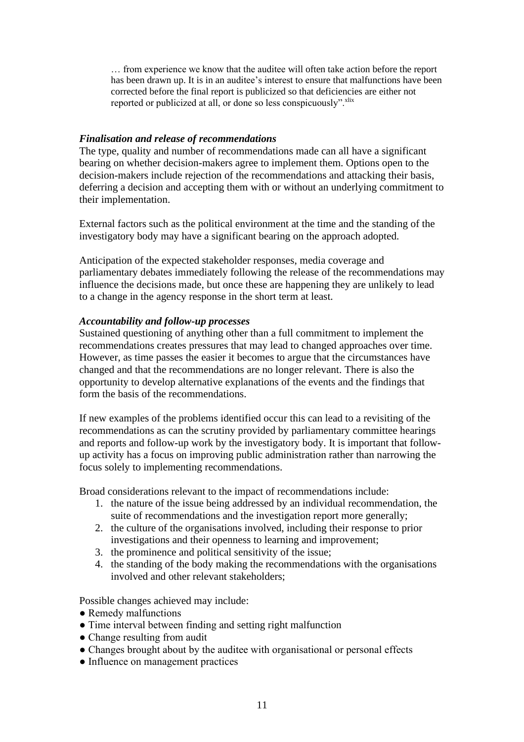> … from experience we know that the auditee will often take action before the report has been drawn up. It is in an auditee's interest to ensure that malfunctions have been corrected before the final report is publicized so that deficiencies are either not reported or publicized at all, or done so less conspicuously".[xlix]

### *Finalisation and release of recommendations*

The type, quality and number of recommendations made can all have a significant bearing on whether decision-makers agree to implement them. Options open to the decision-makers include rejection of the recommendations and attacking their basis, deferring a decision and accepting them with or without an underlying commitment to their implementation.

External factors such as the political environment at the time and the standing of the investigatory body may have a significant bearing on the approach adopted.

Anticipation of the expected stakeholder responses, media coverage and parliamentary debates immediately following the release of the recommendations may influence the decisions made, but once these are happening they are unlikely to lead to a change in the agency response in the short term at least.

### *Accountability and follow-up processes*

Sustained questioning of anything other than a full commitment to implement the recommendations creates pressures that may lead to changed approaches over time. However, as time passes the easier it becomes to argue that the circumstances have changed and that the recommendations are no longer relevant. There is also the opportunity to develop alternative explanations of the events and the findings that form the basis of the recommendations.

If new examples of the problems identified occur this can lead to a revisiting of the recommendations as can the scrutiny provided by parliamentary committee hearings and reports and follow-up work by the investigatory body. It is important that follow-up activity has a focus on improving public administration rather than narrowing the focus solely to implementing recommendations.

Broad considerations relevant to the impact of recommendations include:

1. the nature of the issue being addressed by an individual recommendation, the suite of recommendations and the investigation report more generally;
2. the culture of the organisations involved, including their response to prior investigations and their openness to learning and improvement;
3. the prominence and political sensitivity of the issue;
4. the standing of the body making the recommendations with the organisations involved and other relevant stakeholders;

Possible changes achieved may include:

- Remedy malfunctions
- Time interval between finding and setting right malfunction
- Change resulting from audit
- Changes brought about by the auditee with organisational or personal effects
- Influence on management practices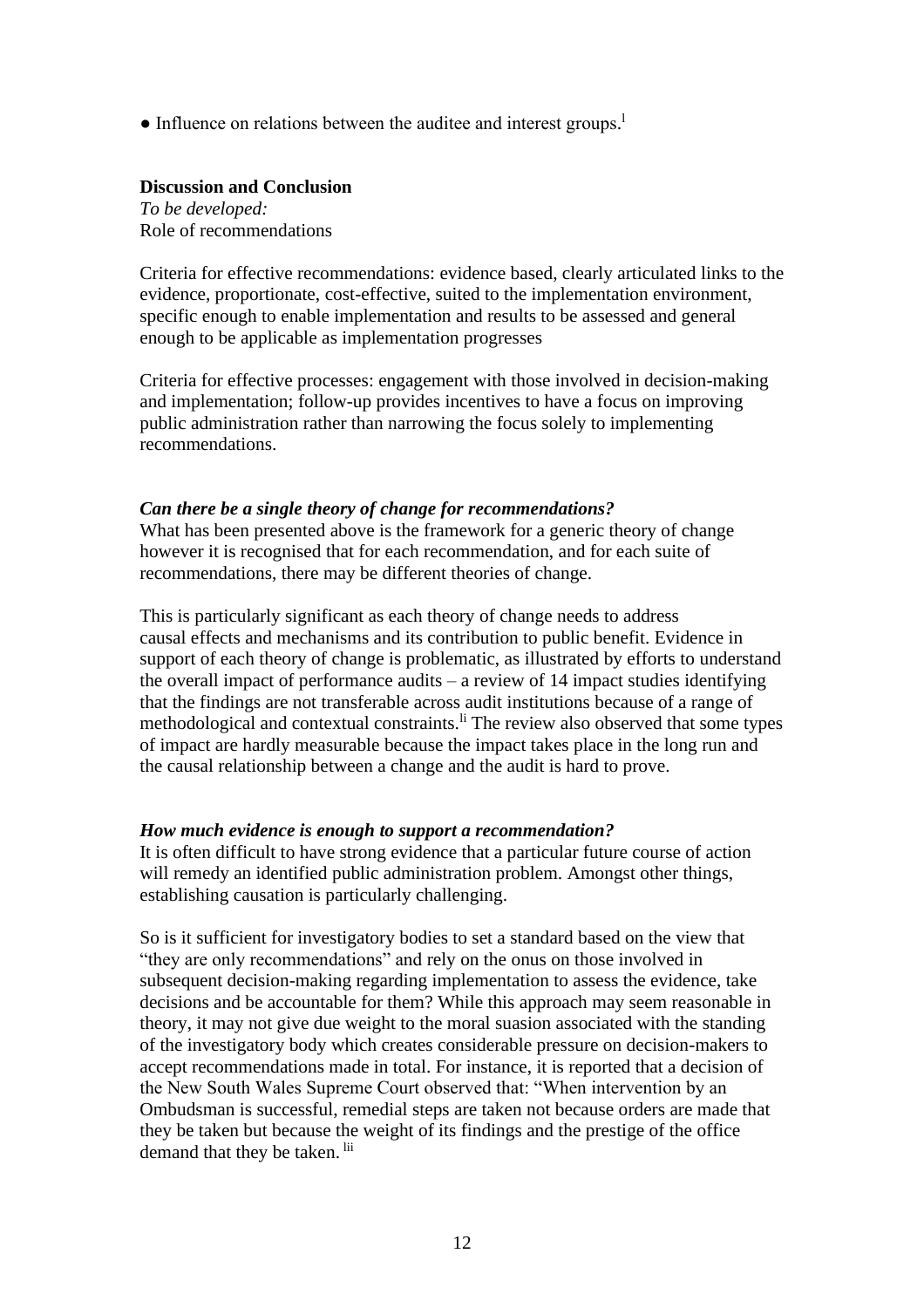● Influence on relations between the auditee and interest groups.[l]

**Discussion and Conclusion**

*To be developed:*

Role of recommendations

Criteria for effective recommendations: evidence based, clearly articulated links to the evidence, proportionate, cost-effective, suited to the implementation environment, specific enough to enable implementation and results to be assessed and general enough to be applicable as implementation progresses

Criteria for effective processes: engagement with those involved in decision-making and implementation; follow-up provides incentives to have a focus on improving public administration rather than narrowing the focus solely to implementing recommendations.

***Can there be a single theory of change for recommendations?***

What has been presented above is the framework for a generic theory of change however it is recognised that for each recommendation, and for each suite of recommendations, there may be different theories of change.

This is particularly significant as each theory of change needs to address causal effects and mechanisms and its contribution to public benefit. Evidence in support of each theory of change is problematic, as illustrated by efforts to understand the overall impact of performance audits – a review of 14 impact studies identifying that the findings are not transferable across audit institutions because of a range of methodological and contextual constraints.[li] The review also observed that some types of impact are hardly measurable because the impact takes place in the long run and the causal relationship between a change and the audit is hard to prove.

***How much evidence is enough to support a recommendation?***

It is often difficult to have strong evidence that a particular future course of action will remedy an identified public administration problem. Amongst other things, establishing causation is particularly challenging.

So is it sufficient for investigatory bodies to set a standard based on the view that "they are only recommendations" and rely on the onus on those involved in subsequent decision-making regarding implementation to assess the evidence, take decisions and be accountable for them? While this approach may seem reasonable in theory, it may not give due weight to the moral suasion associated with the standing of the investigatory body which creates considerable pressure on decision-makers to accept recommendations made in total. For instance, it is reported that a decision of the New South Wales Supreme Court observed that: "When intervention by an Ombudsman is successful, remedial steps are taken not because orders are made that they be taken but because the weight of its findings and the prestige of the office demand that they be taken. [lii]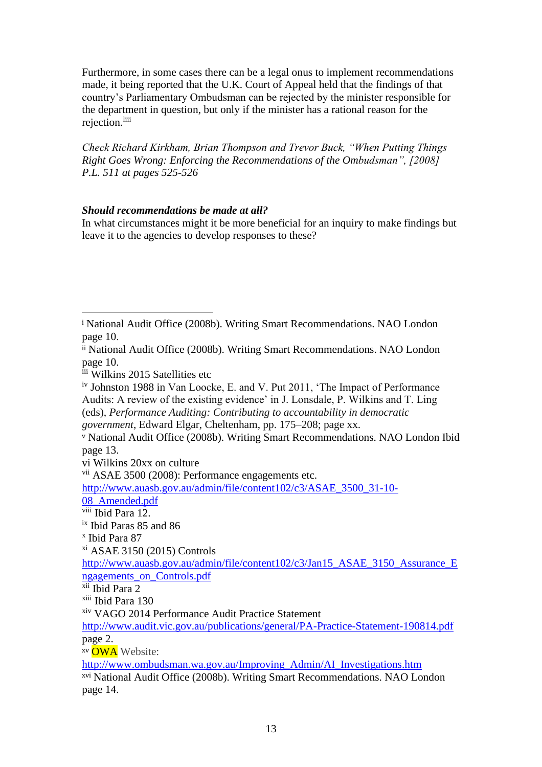Furthermore, in some cases there can be a legal onus to implement recommendations made, it being reported that the U.K. Court of Appeal held that the findings of that country's Parliamentary Ombudsman can be rejected by the minister responsible for the department in question, but only if the minister has a rational reason for the rejection.[liii]

*Check Richard Kirkham, Brian Thompson and Trevor Buck, "When Putting Things Right Goes Wrong: Enforcing the Recommendations of the Ombudsman", [2008] P.L. 511 at pages 525-526*

***Should recommendations be made at all?***

In what circumstances might it be more beneficial for an inquiry to make findings but leave it to the agencies to develop responses to these?

---

[i] National Audit Office (2008b). Writing Smart Recommendations. NAO London page 10.

[ii] National Audit Office (2008b). Writing Smart Recommendations. NAO London page 10.

[iii] Wilkins 2015 Satellities etc

[iv] Johnston 1988 in Van Loocke, E. and V. Put 2011, 'The Impact of Performance Audits: A review of the existing evidence' in J. Lonsdale, P. Wilkins and T. Ling (eds), *Performance Auditing: Contributing to accountability in democratic government*, Edward Elgar, Cheltenham, pp. 175–208; page xx.

[v] National Audit Office (2008b). Writing Smart Recommendations. NAO London Ibid page 13.

vi Wilkins 20xx on culture

[vii] ASAE 3500 (2008): Performance engagements etc. http://www.auasb.gov.au/admin/file/content102/c3/ASAE_3500_31-10-08_Amended.pdf

[viii] Ibid Para 12.

[ix] Ibid Paras 85 and 86

[x] Ibid Para 87

[xi] ASAE 3150 (2015) Controls http://www.auasb.gov.au/admin/file/content102/c3/Jan15_ASAE_3150_Assurance_Engagements_on_Controls.pdf

[xii] Ibid Para 2

[xiii] Ibid Para 130

[xiv] VAGO 2014 Performance Audit Practice Statement http://www.audit.vic.gov.au/publications/general/PA-Practice-Statement-190814.pdf page 2.

[xv] OWA Website: http://www.ombudsman.wa.gov.au/Improving_Admin/AI_Investigations.htm

[xvi] National Audit Office (2008b). Writing Smart Recommendations. NAO London page 14.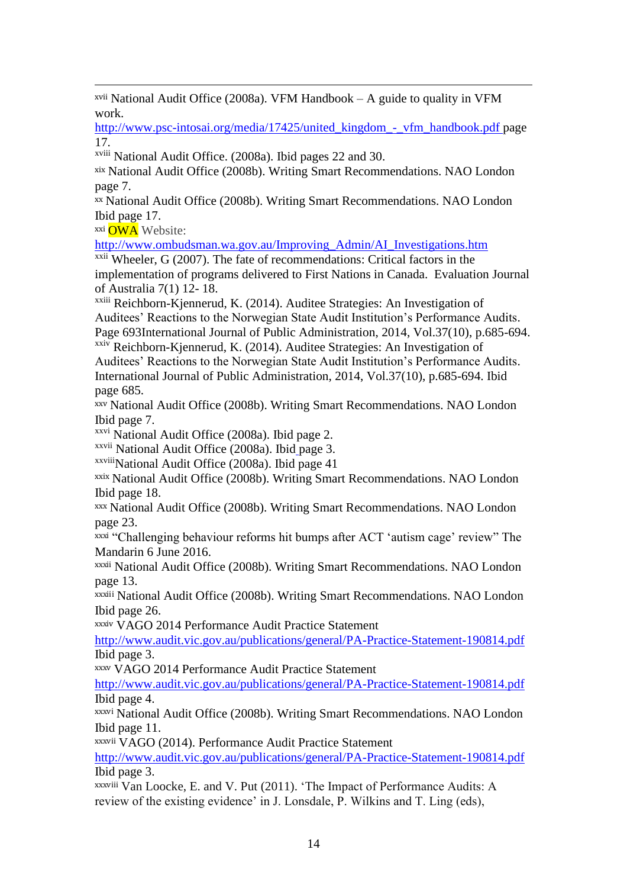[xvii] National Audit Office (2008a). VFM Handbook – A guide to quality in VFM work. http://www.psc-intosai.org/media/17425/united_kingdom_-_vfm_handbook.pdf page 17.

[xviii] National Audit Office. (2008a). Ibid pages 22 and 30.

[xix] National Audit Office (2008b). Writing Smart Recommendations. NAO London page 7.

[xx] National Audit Office (2008b). Writing Smart Recommendations. NAO London Ibid page 17.

[xxi] OWA Website: http://www.ombudsman.wa.gov.au/Improving_Admin/AI_Investigations.htm

[xxii] Wheeler, G (2007). The fate of recommendations: Critical factors in the implementation of programs delivered to First Nations in Canada. Evaluation Journal of Australia 7(1) 12- 18.

[xxiii] Reichborn-Kjennerud, K. (2014). Auditee Strategies: An Investigation of Auditees' Reactions to the Norwegian State Audit Institution's Performance Audits. Page 693International Journal of Public Administration, 2014, Vol.37(10), p.685-694.

[xxiv] Reichborn-Kjennerud, K. (2014). Auditee Strategies: An Investigation of Auditees' Reactions to the Norwegian State Audit Institution's Performance Audits. International Journal of Public Administration, 2014, Vol.37(10), p.685-694. Ibid page 685.

[xxv] National Audit Office (2008b). Writing Smart Recommendations. NAO London Ibid page 7.

[xxvi] National Audit Office (2008a). Ibid page 2.

[xxvii] National Audit Office (2008a). Ibid page 3.

[xxviii] National Audit Office (2008a). Ibid page 41

[xxix] National Audit Office (2008b). Writing Smart Recommendations. NAO London Ibid page 18.

[xxx] National Audit Office (2008b). Writing Smart Recommendations. NAO London page 23.

[xxxi] "Challenging behaviour reforms hit bumps after ACT 'autism cage' review" The Mandarin 6 June 2016.

[xxxii] National Audit Office (2008b). Writing Smart Recommendations. NAO London page 13.

[xxxiii] National Audit Office (2008b). Writing Smart Recommendations. NAO London Ibid page 26.

[xxxiv] VAGO 2014 Performance Audit Practice Statement http://www.audit.vic.gov.au/publications/general/PA-Practice-Statement-190814.pdf Ibid page 3.

[xxxv] VAGO 2014 Performance Audit Practice Statement http://www.audit.vic.gov.au/publications/general/PA-Practice-Statement-190814.pdf Ibid page 4.

[xxxvi] National Audit Office (2008b). Writing Smart Recommendations. NAO London Ibid page 11.

[xxxvii] VAGO (2014). Performance Audit Practice Statement http://www.audit.vic.gov.au/publications/general/PA-Practice-Statement-190814.pdf Ibid page 3.

[xxxviii] Van Loocke, E. and V. Put (2011). 'The Impact of Performance Audits: A review of the existing evidence' in J. Lonsdale, P. Wilkins and T. Ling (eds),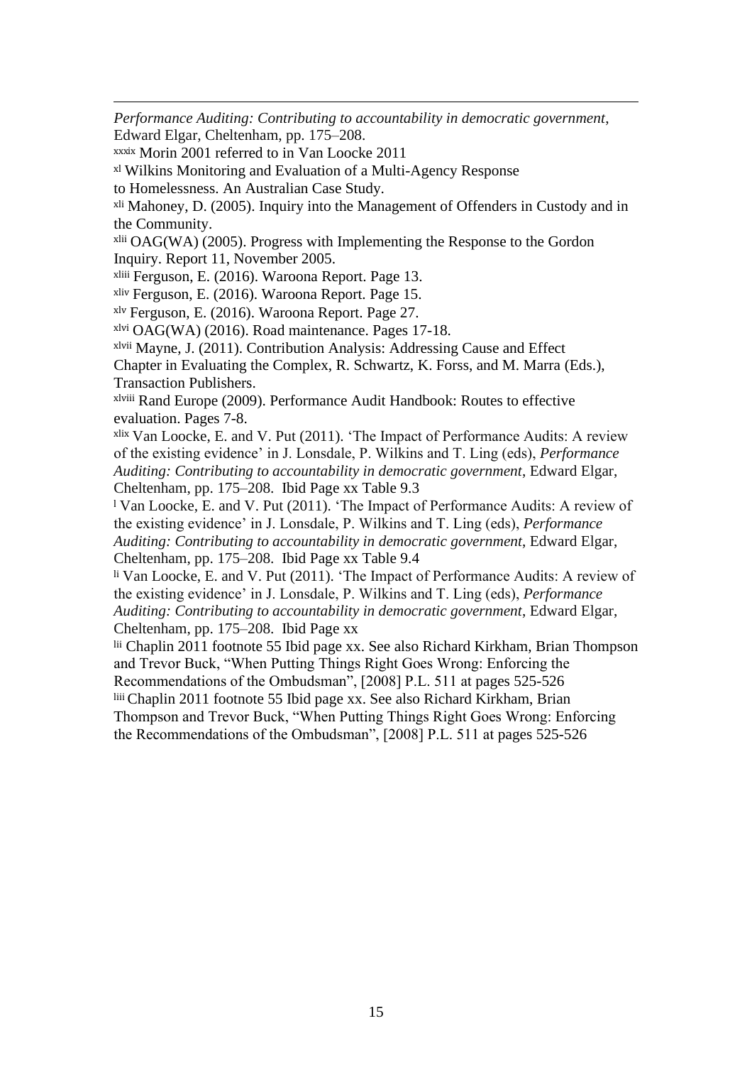*Performance Auditing: Contributing to accountability in democratic government*, Edward Elgar, Cheltenham, pp. 175–208.

[xxxix] Morin 2001 referred to in Van Loocke 2011

[xl] Wilkins Monitoring and Evaluation of a Multi-Agency Response to Homelessness. An Australian Case Study.

[xli] Mahoney, D. (2005). Inquiry into the Management of Offenders in Custody and in the Community.

[xlii] OAG(WA) (2005). Progress with Implementing the Response to the Gordon Inquiry. Report 11, November 2005.

[xliii] Ferguson, E. (2016). Waroona Report. Page 13.

[xliv] Ferguson, E. (2016). Waroona Report. Page 15.

[xlv] Ferguson, E. (2016). Waroona Report. Page 27.

[xlvi] OAG(WA) (2016). Road maintenance. Pages 17-18.

[xlvii] Mayne, J. (2011). Contribution Analysis: Addressing Cause and Effect Chapter in Evaluating the Complex, R. Schwartz, K. Forss, and M. Marra (Eds.), Transaction Publishers.

[xlviii] Rand Europe (2009). Performance Audit Handbook: Routes to effective evaluation. Pages 7-8.

[xlix] Van Loocke, E. and V. Put (2011). 'The Impact of Performance Audits: A review of the existing evidence' in J. Lonsdale, P. Wilkins and T. Ling (eds), *Performance Auditing: Contributing to accountability in democratic government*, Edward Elgar, Cheltenham, pp. 175–208. Ibid Page xx Table 9.3

[l] Van Loocke, E. and V. Put (2011). 'The Impact of Performance Audits: A review of the existing evidence' in J. Lonsdale, P. Wilkins and T. Ling (eds), *Performance Auditing: Contributing to accountability in democratic government*, Edward Elgar, Cheltenham, pp. 175–208. Ibid Page xx Table 9.4

[li] Van Loocke, E. and V. Put (2011). 'The Impact of Performance Audits: A review of the existing evidence' in J. Lonsdale, P. Wilkins and T. Ling (eds), *Performance Auditing: Contributing to accountability in democratic government*, Edward Elgar, Cheltenham, pp. 175–208. Ibid Page xx

[lii] Chaplin 2011 footnote 55 Ibid page xx. See also Richard Kirkham, Brian Thompson and Trevor Buck, "When Putting Things Right Goes Wrong: Enforcing the Recommendations of the Ombudsman", [2008] P.L. 511 at pages 525-526

[liii] Chaplin 2011 footnote 55 Ibid page xx. See also Richard Kirkham, Brian Thompson and Trevor Buck, "When Putting Things Right Goes Wrong: Enforcing the Recommendations of the Ombudsman", [2008] P.L. 511 at pages 525-526